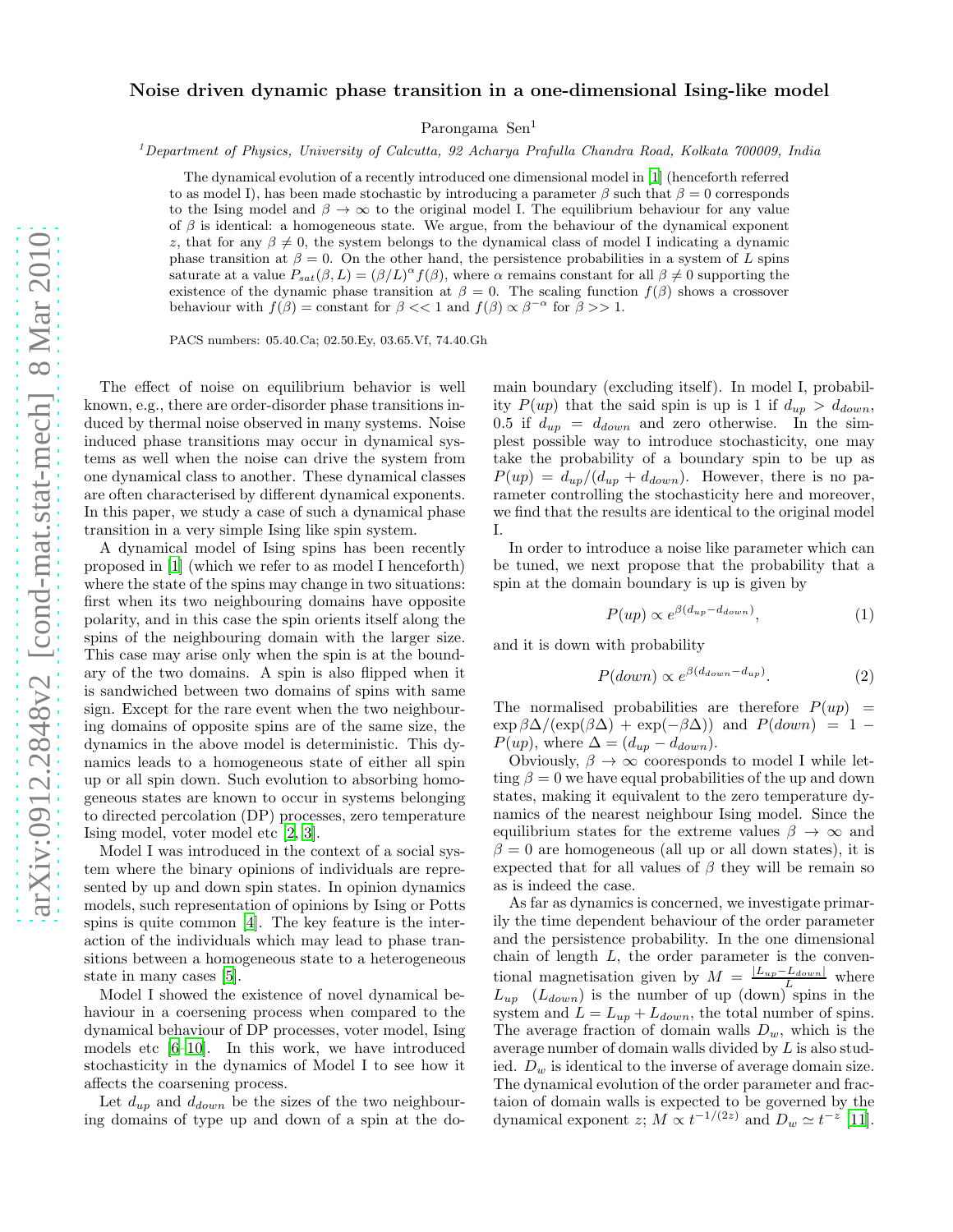# Noise driven dynamic phase transition in a one-dimensional Ising-like model

Parongama Sen[1]

[1]Department of Physics, University of Calcutta, 92 Acharya Prafulla Chandra Road, Kolkata 700009, India

The dynamical evolution of a recently introduced one dimensional model in [1] (henceforth referred to as model I), has been made stochastic by introducing a parameter $\beta$ such that $\beta = 0$ corresponds to the Ising model and $\beta \to \infty$ to the original model I. The equilibrium behaviour for any value of $\beta$ is identical: a homogeneous state. We argue, from the behaviour of the dynamical exponent $z$, that for any $\beta \neq 0$, the system belongs to the dynamical class of model I indicating a dynamic phase transition at $\beta = 0$. On the other hand, the persistence probabilities in a system of $L$ spins saturate at a value $P_{sat}(\beta, L) = (\beta/L)^{\alpha} f(\beta)$, where $\alpha$ remains constant for all $\beta \neq 0$ supporting the existence of the dynamic phase transition at $\beta = 0$. The scaling function $f(\beta)$ shows a crossover behaviour with $f(\beta) =$ constant for $\beta << 1$ and $f(\beta) \propto \beta^{-\alpha}$ for $\beta >> 1$.

PACS numbers: 05.40.Ca; 02.50.Ey, 03.65.Vf, 74.40.Gh

The effect of noise on equilibrium behavior is well known, e.g., there are order-disorder phase transitions induced by thermal noise observed in many systems. Noise induced phase transitions may occur in dynamical systems as well when the noise can drive the system from one dynamical class to another. These dynamical classes are often characterised by different dynamical exponents. In this paper, we study a case of such a dynamical phase transition in a very simple Ising like spin system.

A dynamical model of Ising spins has been recently proposed in [1] (which we refer to as model I henceforth) where the state of the spins may change in two situations: first when its two neighbouring domains have opposite polarity, and in this case the spin orients itself along the spins of the neighbouring domain with the larger size. This case may arise only when the spin is at the boundary of the two domains. A spin is also flipped when it is sandwiched between two domains of spins with same sign. Except for the rare event when the two neighbouring domains of opposite spins are of the same size, the dynamics in the above model is deterministic. This dynamics leads to a homogeneous state of either all spin up or all spin down. Such evolution to absorbing homogeneous states are known to occur in systems belonging to directed percolation (DP) processes, zero temperature Ising model, voter model etc [2, 3].

Model I was introduced in the context of a social system where the binary opinions of individuals are represented by up and down spin states. In opinion dynamics models, such representation of opinions by Ising or Potts spins is quite common [4]. The key feature is the interaction of the individuals which may lead to phase transitions between a homogeneous state to a heterogeneous state in many cases [5].

Model I showed the existence of novel dynamical behaviour in a coersening process when compared to the dynamical behaviour of DP processes, voter model, Ising models etc [6–10]. In this work, we have introduced stochasticity in the dynamics of Model I to see how it affects the coarsening process.

Let $d_{up}$ and $d_{down}$ be the sizes of the two neighbouring domains of type up and down of a spin at the domain boundary (excluding itself). In model I, probability $P(up)$ that the said spin is up is 1 if $d_{up} > d_{down}$, 0.5 if $d_{up} = d_{down}$ and zero otherwise. In the simplest possible way to introduce stochasticity, one may take the probability of a boundary spin to be up as $P(up) = d_{up}/(d_{up} + d_{down})$. However, there is no parameter controlling the stochasticity here and moreover, we find that the results are identical to the original model I.

In order to introduce a noise like parameter which can be tuned, we next propose that the probability that a spin at the domain boundary is up is given by

$$P(up) \propto e^{\beta(d_{up} - d_{down})}, \tag{1}$$

and it is down with probability

$$P(down) \propto e^{\beta(d_{down} - d_{up})}. \tag{2}$$

The normalised probabilities are therefore $P(up) = \exp \beta\Delta/(\exp(\beta\Delta) + \exp(-\beta\Delta))$ and $P(down) = 1 - P(up)$, where $\Delta = (d_{up} - d_{down})$.

Obviously, $\beta \to \infty$ cooresponds to model I while letting $\beta = 0$ we have equal probabilities of the up and down states, making it equivalent to the zero temperature dynamics of the nearest neighbour Ising model. Since the equilibrium states for the extreme values $\beta \to \infty$ and $\beta = 0$ are homogeneous (all up or all down states), it is expected that for all values of $\beta$ they will be remain so as is indeed the case.

As far as dynamics is concerned, we investigate primarily the time dependent behaviour of the order parameter and the persistence probability. In the one dimensional chain of length $L$, the order parameter is the conventional magnetisation given by $M = \frac{|L_{up} - L_{down}|}{L}$ where $L_{up}$ ($L_{down}$) is the number of up (down) spins in the system and $L = L_{up} + L_{down}$, the total number of spins. The average fraction of domain walls $D_w$, which is the average number of domain walls divided by $L$ is also studied. $D_w$ is identical to the inverse of average domain size. The dynamical evolution of the order parameter and fractaion of domain walls is expected to be governed by the dynamical exponent $z$; $M \propto t^{-1/(2z)}$ and $D_w \simeq t^{-z}$ [11].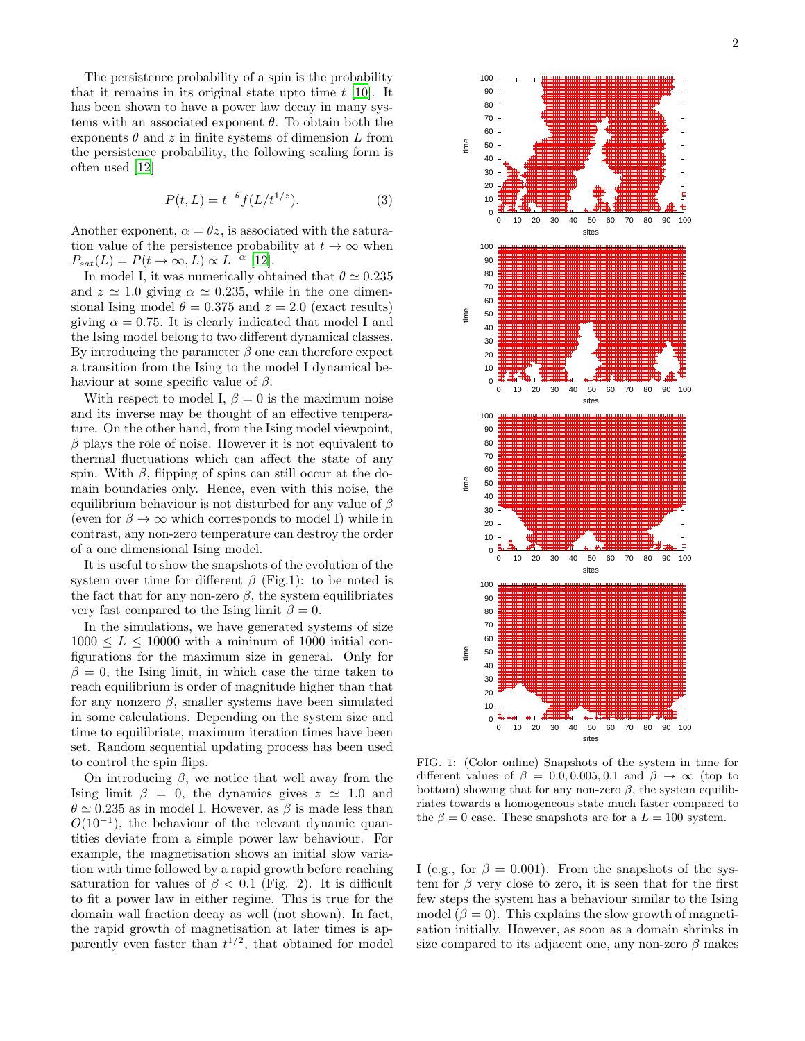The persistence probability of a spin is the probability that it remains in its original state upto time $t$ [10]. It has been shown to have a power law decay in many systems with an associated exponent $\theta$. To obtain both the exponents $\theta$ and $z$ in finite systems of dimension $L$ from the persistence probability, the following scaling form is often used [12]

$$P(t, L) = t^{-\theta} f(L/t^{1/z}). \tag{3}$$

Another exponent, $\alpha = \theta z$, is associated with the saturation value of the persistence probability at $t \to \infty$ when $P_{sat}(L) = P(t \to \infty, L) \propto L^{-\alpha}$ [12].

In model I, it was numerically obtained that $\theta \simeq 0.235$ and $z \simeq 1.0$ giving $\alpha \simeq 0.235$, while in the one dimensional Ising model $\theta = 0.375$ and $z = 2.0$ (exact results) giving $\alpha = 0.75$. It is clearly indicated that model I and the Ising model belong to two different dynamical classes. By introducing the parameter $\beta$ one can therefore expect a transition from the Ising to the model I dynamical behaviour at some specific value of $\beta$.

With respect to model I, $\beta = 0$ is the maximum noise and its inverse may be thought of an effective temperature. On the other hand, from the Ising model viewpoint, $\beta$ plays the role of noise. However it is not equivalent to thermal fluctuations which can affect the state of any spin. With $\beta$, flipping of spins can still occur at the domain boundaries only. Hence, even with this noise, the equilibrium behaviour is not disturbed for any value of $\beta$ (even for $\beta \to \infty$ which corresponds to model I) while in contrast, any non-zero temperature can destroy the order of a one dimensional Ising model.

It is useful to show the snapshots of the evolution of the system over time for different $\beta$ (Fig.1): to be noted is the fact that for any non-zero $\beta$, the system equilibriates very fast compared to the Ising limit $\beta = 0$.

In the simulations, we have generated systems of size $1000 \leq L \leq 10000$ with a mininum of 1000 initial configurations for the maximum size in general. Only for $\beta = 0$, the Ising limit, in which case the time taken to reach equilibrium is order of magnitude higher than that for any nonzero $\beta$, smaller systems have been simulated in some calculations. Depending on the system size and time to equilibriate, maximum iteration times have been set. Random sequential updating process has been used to control the spin flips.

On introducing $\beta$, we notice that well away from the Ising limit $\beta = 0$, the dynamics gives $z \simeq 1.0$ and $\theta \simeq 0.235$ as in model I. However, as $\beta$ is made less than $O(10^{-1})$, the behaviour of the relevant dynamic quantities deviate from a simple power law behaviour. For example, the magnetisation shows an initial slow variation with time followed by a rapid growth before reaching saturation for values of $\beta < 0.1$ (Fig. 2). It is difficult to fit a power law in either regime. This is true for the domain wall fraction decay as well (not shown). In fact, the rapid growth of magnetisation at later times is apparently even faster than $t^{1/2}$, that obtained for model I (e.g., for $\beta = 0.001$). From the snapshots of the system for $\beta$ very close to zero, it is seen that for the first few steps the system has a behaviour similar to the Ising model ($\beta = 0$). This explains the slow growth of magnetisation initially. However, as soon as a domain shrinks in size compared to its adjacent one, any non-zero $\beta$ makes

time
sites
0 10 20 30 40 50 60 70 80 90 100

FIG. 1: (Color online) Snapshots of the system in time for different values of $\beta = 0.0, 0.005, 0.1$ and $\beta \to \infty$ (top to bottom) showing that for any non-zero $\beta$, the system equilibriates towards a homogeneous state much faster compared to the $\beta = 0$ case. These snapshots are for a $L = 100$ system.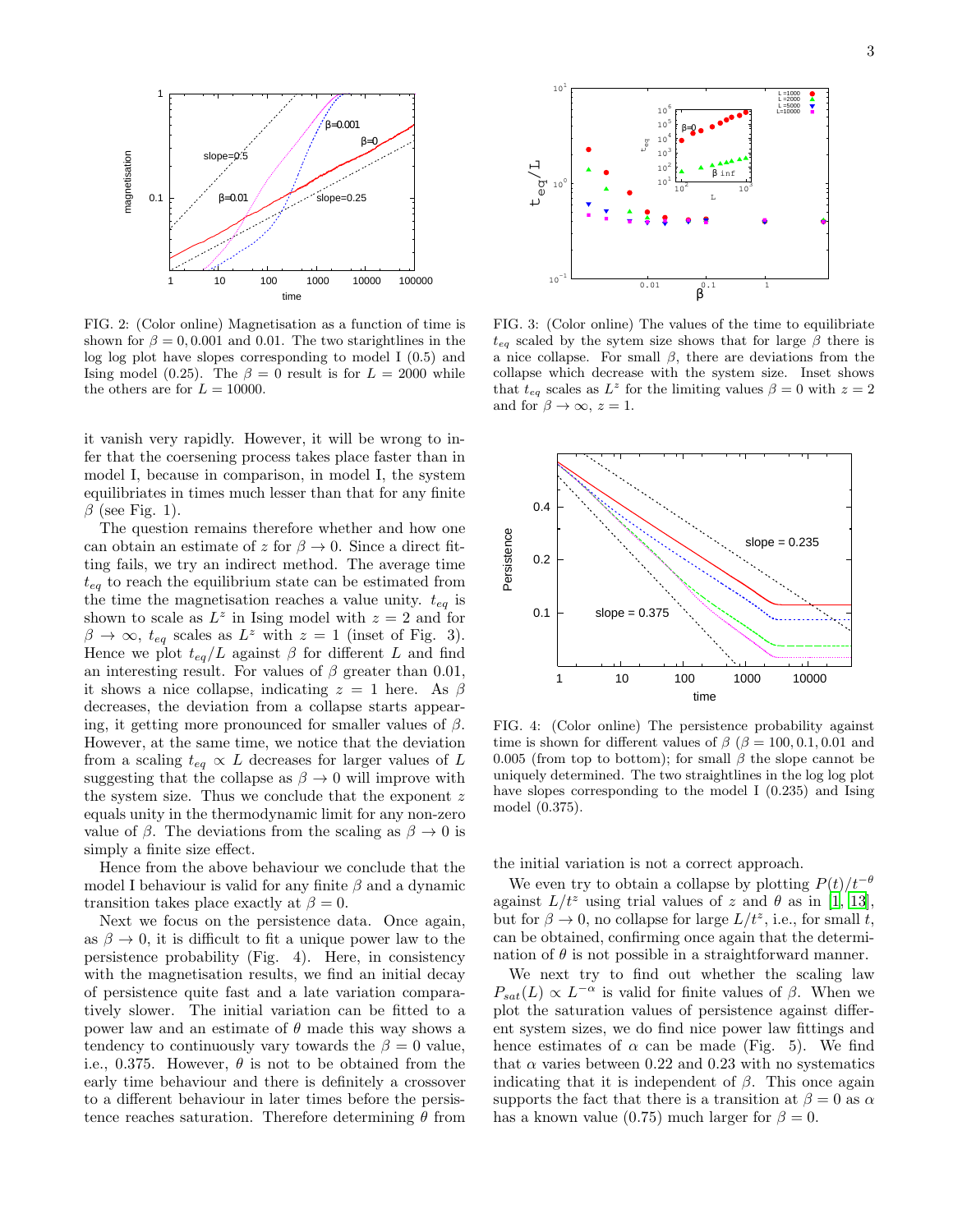1
0.1
magnetisation
1
10
100
1000
10000
100000
time
slope=0.5
β=0.001
β=0
β=0.01
slope=0.25

FIG. 2: (Color online) Magnetisation as a function of time is shown for $\beta = 0, 0.001$ and $0.01$. The two starightlines in the log log plot have slopes corresponding to model I (0.5) and Ising model (0.25). The $\beta = 0$ result is for $L = 2000$ while the others are for $L = 10000$.

$10^{1}$
$10^{0}$
$10^{-1}$
$t_{eq}/L$
0.01
0.1
1
β
L=1000
L=2000
L=5000
L=10000
$10^{6}$
$10^{5}$
$10^{4}$
$10^{3}$
$10^{2}$
$10^{1}$
$t_{eq}$
β=0
β inf
$10^{2}$
$10^{3}$
L

FIG. 3: (Color online) The values of the time to equilibriate $t_{eq}$ scaled by the sytem size shows that for large $\beta$ there is a nice collapse. For small $\beta$, there are deviations from the collapse which decrease with the system size. Inset shows that $t_{eq}$ scales as $L^z$ for the limiting values $\beta = 0$ with $z = 2$ and for $\beta \to \infty$, $z = 1$.

it vanish very rapidly. However, it will be wrong to infer that the coersening process takes place faster than in model I, because in comparison, in model I, the system equilibriates in times much lesser than that for any finite $\beta$ (see Fig. 1).

The question remains therefore whether and how one can obtain an estimate of $z$ for $\beta \to 0$. Since a direct fitting fails, we try an indirect method. The average time $t_{eq}$ to reach the equilibrium state can be estimated from the time the magnetisation reaches a value unity. $t_{eq}$ is shown to scale as $L^z$ in Ising model with $z = 2$ and for $\beta \to \infty$, $t_{eq}$ scales as $L^z$ with $z = 1$ (inset of Fig. 3). Hence we plot $t_{eq}/L$ against $\beta$ for different $L$ and find an interesting result. For values of $\beta$ greater than 0.01, it shows a nice collapse, indicating $z = 1$ here. As $\beta$ decreases, the deviation from a collapse starts appearing, it getting more pronounced for smaller values of $\beta$. However, at the same time, we notice that the deviation from a scaling $t_{eq} \propto L$ decreases for larger values of $L$ suggesting that the collapse as $\beta \to 0$ will improve with the system size. Thus we conclude that the exponent $z$ equals unity in the thermodynamic limit for any non-zero value of $\beta$. The deviations from the scaling as $\beta \to 0$ is simply a finite size effect.

Hence from the above behaviour we conclude that the model I behaviour is valid for any finite $\beta$ and a dynamic transition takes place exactly at $\beta = 0$.

Next we focus on the persistence data. Once again, as $\beta \to 0$, it is difficult to fit a unique power law to the persistence probability (Fig. 4). Here, in consistency with the magnetisation results, we find an initial decay of persistence quite fast and a late variation comparatively slower. The initial variation can be fitted to a power law and an estimate of $\theta$ made this way shows a tendency to continuously vary towards the $\beta = 0$ value, i.e., 0.375. However, $\theta$ is not to be obtained from the early time behaviour and there is definitely a crossover to a different behaviour in later times before the persistence reaches saturation. Therefore determining $\theta$ from the initial variation is not a correct approach.

0.4
0.2
0.1
Persistence
1
10
100
1000
10000
time
slope = 0.235
slope = 0.375

FIG. 4: (Color online) The persistence probability against time is shown for different values of $\beta$ ($\beta = 100, 0.1, 0.01$ and $0.005$ (from top to bottom); for small $\beta$ the slope cannot be uniquely determined. The two straightlines in the log log plot have slopes corresponding to the model I (0.235) and Ising model (0.375).

We even try to obtain a collapse by plotting $P(t)/t^{-\theta}$ against $L/t^z$ using trial values of $z$ and $\theta$ as in [1, 13], but for $\beta \to 0$, no collapse for large $L/t^z$, i.e., for small $t$, can be obtained, confirming once again that the determination of $\theta$ is not possible in a straightforward manner.

We next try to find out whether the scaling law $P_{sat}(L) \propto L^{-\alpha}$ is valid for finite values of $\beta$. When we plot the saturation values of persistence against different system sizes, we do find nice power law fittings and hence estimates of $\alpha$ can be made (Fig. 5). We find that $\alpha$ varies between 0.22 and 0.23 with no systematics indicating that it is independent of $\beta$. This once again supports the fact that there is a transition at $\beta = 0$ as $\alpha$ has a known value (0.75) much larger for $\beta = 0$.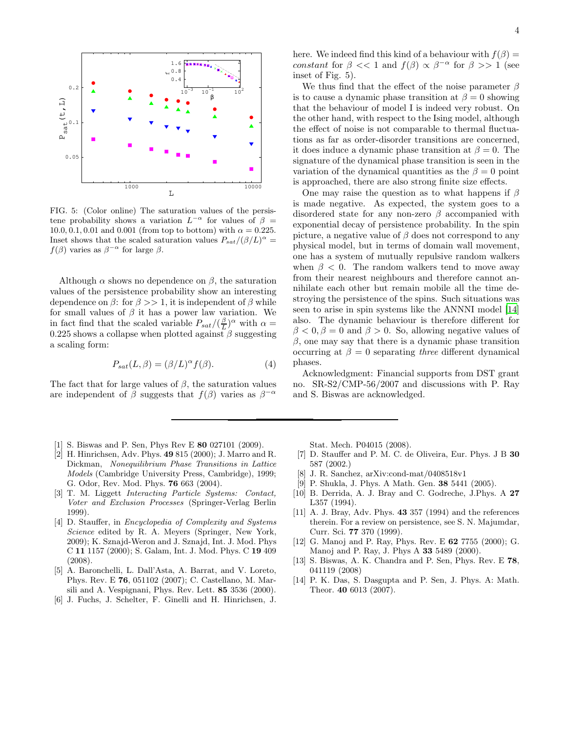$P_{sat}(t, L)$

0.2

0.1

0.05

1000

10000

L

1.6

0.8

0.4

f

$10^{-3}$ $10^{-1}$ $10^{2}$

β

FIG. 5: (Color online) The saturation values of the persistene probability shows a variation $L^{-\alpha}$ for values of $\beta = 10.0, 0.1, 0.01$ and $0.001$ (from top to bottom) with $\alpha = 0.225$. Inset shows that the scaled saturation values $P_{sat}/(\beta/L)^{\alpha} = f(\beta)$ varies as $\beta^{-\alpha}$ for large $\beta$.

Although $\alpha$ shows no dependence on $\beta$, the saturation values of the persistence probability show an interesting dependence on $\beta$: for $\beta >> 1$, it is independent of $\beta$ while for small values of $\beta$ it has a power law variation. We in fact find that the scaled variable $P_{sat}/(\frac{\beta}{L})^{\alpha}$ with $\alpha = 0.225$ shows a collapse when plotted against $\beta$ suggesting a scaling form:

$$P_{sat}(L, \beta) = (\beta/L)^{\alpha} f(\beta). \tag{4}$$

The fact that for large values of $\beta$, the saturation values are independent of $\beta$ suggests that $f(\beta)$ varies as $\beta^{-\alpha}$ here. We indeed find this kind of a behaviour with $f(\beta) =$ *constant* for $\beta << 1$ and $f(\beta) \propto \beta^{-\alpha}$ for $\beta >> 1$ (see inset of Fig. 5).

We thus find that the effect of the noise parameter $\beta$ is to cause a dynamic phase transition at $\beta = 0$ showing that the behaviour of model I is indeed very robust. On the other hand, with respect to the Ising model, although the effect of noise is not comparable to thermal fluctuations as far as order-disorder transitions are concerned, it does induce a dynamic phase transition at $\beta = 0$. The signature of the dynamical phase transition is seen in the variation of the dynamical quantities as the $\beta = 0$ point is approached, there are also strong finite size effects.

One may raise the question as to what happens if $\beta$ is made negative. As expected, the system goes to a disordered state for any non-zero $\beta$ accompanied with exponential decay of persistence probability. In the spin picture, a negative value of $\beta$ does not correspond to any physical model, but in terms of domain wall movement, one has a system of mutually repulsive random walkers when $\beta < 0$. The random walkers tend to move away from their nearest neighbours and therefore cannot annihilate each other but remain mobile all the time destroying the persistence of the spins. Such situations was seen to arise in spin systems like the ANNNI model [14] also. The dynamic behaviour is therefore different for $\beta < 0, \beta = 0$ and $\beta > 0$. So, allowing negative values of $\beta$, one may say that there is a dynamic phase transition occurring at $\beta = 0$ separating *three* different dynamical phases.

Acknowledgment: Financial supports from DST grant no. SR-S2/CMP-56/2007 and discussions with P. Ray and S. Biswas are acknowledged.

---

[1] S. Biswas and P. Sen, Phys Rev E **80** 027101 (2009).

[2] H. Hinrichsen, Adv. Phys. **49** 815 (2000); J. Marro and R. Dickman, *Nonequilibrium Phase Transitions in Lattice Models* (Cambridge University Press, Cambridge), 1999; G. Odor, Rev. Mod. Phys. **76** 663 (2004).

[3] T. M. Liggett *Interacting Particle Systems: Contact, Voter and Exclusion Processes* (Springer-Verlag Berlin 1999).

[4] D. Stauffer, in *Encyclopedia of Complexity and Systems Science* edited by R. A. Meyers (Springer, New York, 2009); K. Sznajd-Weron and J. Sznajd, Int. J. Mod. Phys C **11** 1157 (2000); S. Galam, Int. J. Mod. Phys. C **19** 409 (2008).

[5] A. Baronchelli, L. Dall'Asta, A. Barrat, and V. Loreto, Phys. Rev. E **76**, 051102 (2007); C. Castellano, M. Marsili and A. Vespignani, Phys. Rev. Lett. **85** 3536 (2000).

[6] J. Fuchs, J. Schelter, F. Ginelli and H. Hinrichsen, J. Stat. Mech. P04015 (2008).

[7] D. Stauffer and P. M. C. de Oliveira, Eur. Phys. J B **30** 587 (2002.)

[8] J. R. Sanchez, arXiv:cond-mat/0408518v1

[9] P. Shukla, J. Phys. A Math. Gen. **38** 5441 (2005).

[10] B. Derrida, A. J. Bray and C. Godreche, J.Phys. A **27** L357 (1994).

[11] A. J. Bray, Adv. Phys. **43** 357 (1994) and the references therein. For a review on persistence, see S. N. Majumdar, Curr. Sci. **77** 370 (1999).

[12] G. Manoj and P. Ray, Phys. Rev. E **62** 7755 (2000); G. Manoj and P. Ray, J. Phys A **33** 5489 (2000).

[13] S. Biswas, A. K. Chandra and P. Sen, Phys. Rev. E **78**, 041119 (2008)

[14] P. K. Das, S. Dasgupta and P. Sen, J. Phys. A: Math. Theor. **40** 6013 (2007).